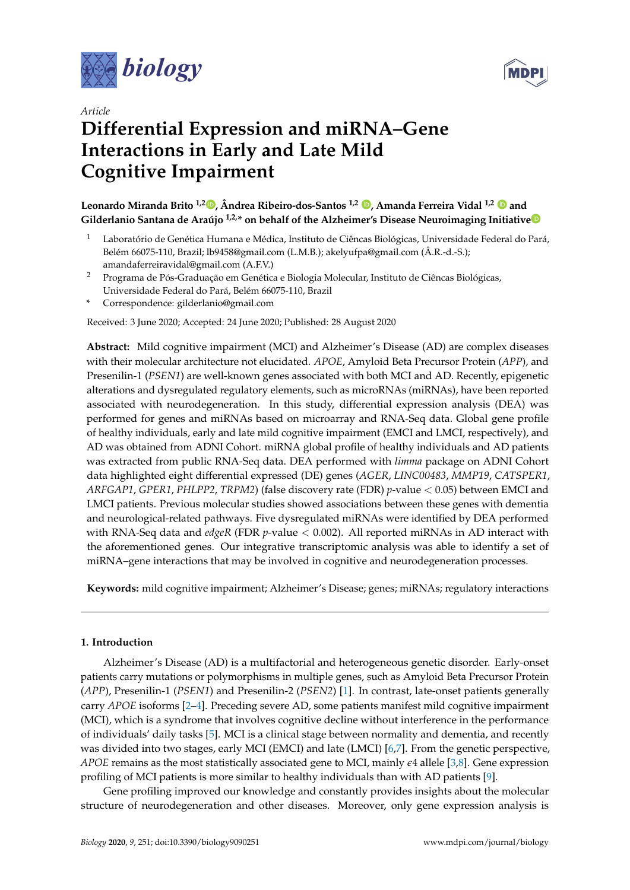*Article*

# Differential Expression and miRNA–Gene Interactions in Early and Late Mild Cognitive Impairment

**Leonardo Miranda Brito [1,2], Ândrea Ribeiro-dos-Santos [1,2], Amanda Ferreira Vidal [1,2] and Gilderlanio Santana de Araújo [1,2,*] on behalf of the Alzheimer's Disease Neuroimaging Initiative**

[1] Laboratório de Genética Humana e Médica, Instituto de Ciências Biológicas, Universidade Federal do Pará, Belém 66075-110, Brazil; lb9458@gmail.com (L.M.B.); akelyufpa@gmail.com (Â.R.-d.-S.); amandaferreiravidal@gmail.com (A.F.V.)

[2] Programa de Pós-Graduação em Genética e Biologia Molecular, Instituto de Ciências Biológicas, Universidade Federal do Pará, Belém 66075-110, Brazil

\* Correspondence: gilderlanio@gmail.com

Received: 3 June 2020; Accepted: 24 June 2020; Published: 28 August 2020

**Abstract:** Mild cognitive impairment (MCI) and Alzheimer's Disease (AD) are complex diseases with their molecular architecture not elucidated. *APOE*, Amyloid Beta Precursor Protein (*APP*), and Presenilin-1 (*PSEN1*) are well-known genes associated with both MCI and AD. Recently, epigenetic alterations and dysregulated regulatory elements, such as microRNAs (miRNAs), have been reported associated with neurodegeneration. In this study, differential expression analysis (DEA) was performed for genes and miRNAs based on microarray and RNA-Seq data. Global gene profile of healthy individuals, early and late mild cognitive impairment (EMCI and LMCI, respectively), and AD was obtained from ADNI Cohort. miRNA global profile of healthy individuals and AD patients was extracted from public RNA-Seq data. DEA performed with *limma* package on ADNI Cohort data highlighted eight differential expressed (DE) genes (*AGER*, *LINC00483*, *MMP19*, *CATSPER1*, *ARFGAP1*, *GPER1*, *PHLPP2*, *TRPM2*) (false discovery rate (FDR) $p$-value $< 0.05$) between EMCI and LMCI patients. Previous molecular studies showed associations between these genes with dementia and neurological-related pathways. Five dysregulated miRNAs were identified by DEA performed with RNA-Seq data and *edgeR* (FDR $p$-value $< 0.002$). All reported miRNAs in AD interact with the aforementioned genes. Our integrative transcriptomic analysis was able to identify a set of miRNA–gene interactions that may be involved in cognitive and neurodegeneration processes.

**Keywords:** mild cognitive impairment; Alzheimer's Disease; genes; miRNAs; regulatory interactions

## 1. Introduction

Alzheimer's Disease (AD) is a multifactorial and heterogeneous genetic disorder. Early-onset patients carry mutations or polymorphisms in multiple genes, such as Amyloid Beta Precursor Protein (*APP*), Presenilin-1 (*PSEN1*) and Presenilin-2 (*PSEN2*) [1]. In contrast, late-onset patients generally carry *APOE* isoforms [2–4]. Preceding severe AD, some patients manifest mild cognitive impairment (MCI), which is a syndrome that involves cognitive decline without interference in the performance of individuals' daily tasks [5]. MCI is a clinical stage between normality and dementia, and recently was divided into two stages, early MCI (EMCI) and late (LMCI) [6,7]. From the genetic perspective, *APOE* remains as the most statistically associated gene to MCI, mainly $\epsilon 4$ allele [3,8]. Gene expression profiling of MCI patients is more similar to healthy individuals than with AD patients [9].

Gene profiling improved our knowledge and constantly provides insights about the molecular structure of neurodegeneration and other diseases. Moreover, only gene expression analysis is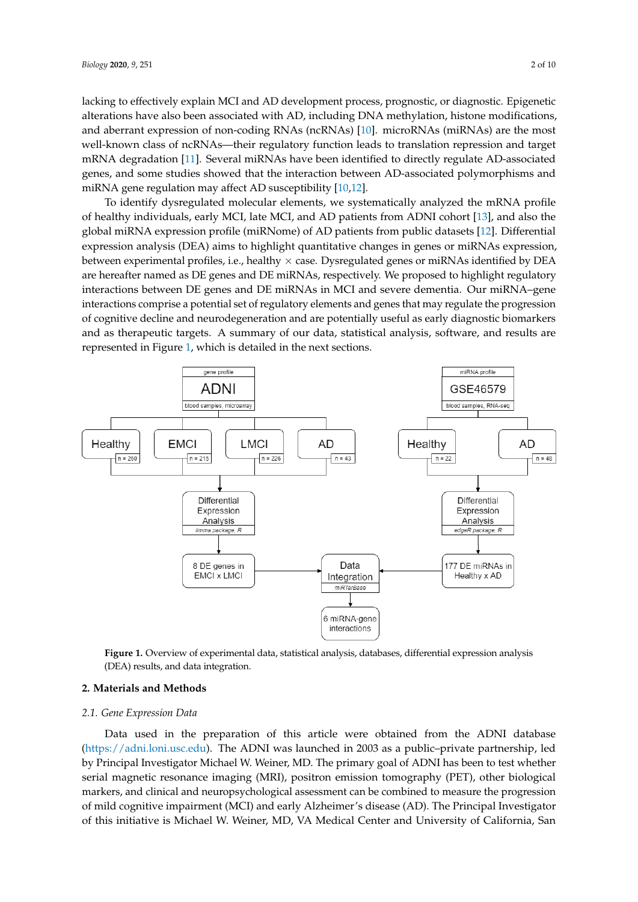lacking to effectively explain MCI and AD development process, prognostic, or diagnostic. Epigenetic alterations have also been associated with AD, including DNA methylation, histone modifications, and aberrant expression of non-coding RNAs (ncRNAs) [10]. microRNAs (miRNAs) are the most well-known class of ncRNAs—their regulatory function leads to translation repression and target mRNA degradation [11]. Several miRNAs have been identified to directly regulate AD-associated genes, and some studies showed that the interaction between AD-associated polymorphisms and miRNA gene regulation may affect AD susceptibility [10,12].

To identify dysregulated molecular elements, we systematically analyzed the mRNA profile of healthy individuals, early MCI, late MCI, and AD patients from ADNI cohort [13], and also the global miRNA expression profile (miRNome) of AD patients from public datasets [12]. Differential expression analysis (DEA) aims to highlight quantitative changes in genes or miRNAs expression, between experimental profiles, i.e., healthy × case. Dysregulated genes or miRNAs identified by DEA are hereafter named as DE genes and DE miRNAs, respectively. We proposed to highlight regulatory interactions between DE genes and DE miRNAs in MCI and severe dementia. Our miRNA–gene interactions comprise a potential set of regulatory elements and genes that may regulate the progression of cognitive decline and neurodegeneration and are potentially useful as early diagnostic biomarkers and as therapeutic targets. A summary of our data, statistical analysis, software, and results are represented in Figure 1, which is detailed in the next sections.

**Figure 1.** Overview of experimental data, statistical analysis, databases, differential expression analysis (DEA) results, and data integration.

## 2. Materials and Methods

### 2.1. Gene Expression Data

Data used in the preparation of this article were obtained from the ADNI database (https://adni.loni.usc.edu). The ADNI was launched in 2003 as a public–private partnership, led by Principal Investigator Michael W. Weiner, MD. The primary goal of ADNI has been to test whether serial magnetic resonance imaging (MRI), positron emission tomography (PET), other biological markers, and clinical and neuropsychological assessment can be combined to measure the progression of mild cognitive impairment (MCI) and early Alzheimer's disease (AD). The Principal Investigator of this initiative is Michael W. Weiner, MD, VA Medical Center and University of California, San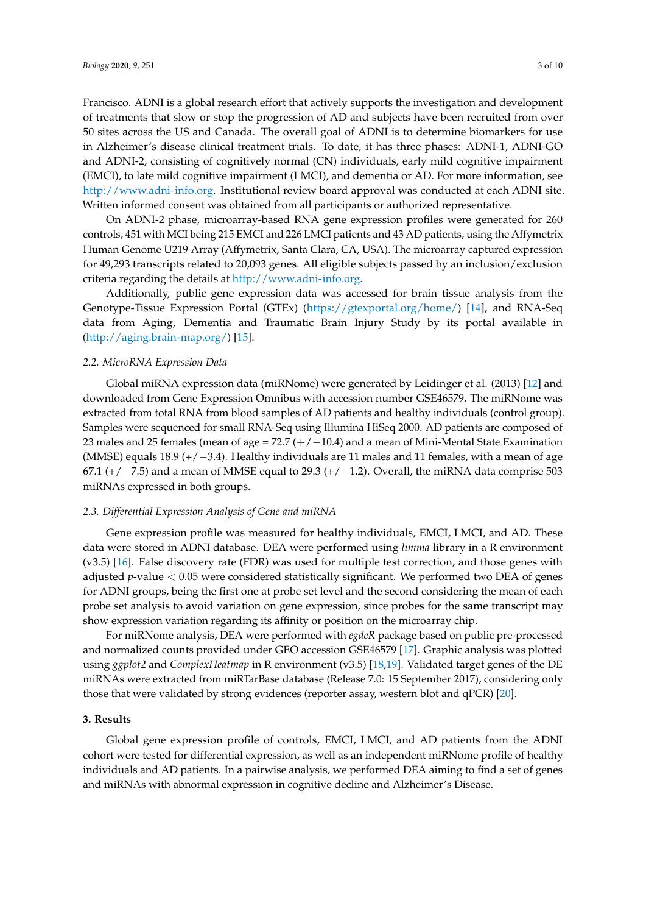Francisco. ADNI is a global research effort that actively supports the investigation and development of treatments that slow or stop the progression of AD and subjects have been recruited from over 50 sites across the US and Canada. The overall goal of ADNI is to determine biomarkers for use in Alzheimer's disease clinical treatment trials. To date, it has three phases: ADNI-1, ADNI-GO and ADNI-2, consisting of cognitively normal (CN) individuals, early mild cognitive impairment (EMCI), to late mild cognitive impairment (LMCI), and dementia or AD. For more information, see http://www.adni-info.org. Institutional review board approval was conducted at each ADNI site. Written informed consent was obtained from all participants or authorized representative.

On ADNI-2 phase, microarray-based RNA gene expression profiles were generated for 260 controls, 451 with MCI being 215 EMCI and 226 LMCI patients and 43 AD patients, using the Affymetrix Human Genome U219 Array (Affymetrix, Santa Clara, CA, USA). The microarray captured expression for 49,293 transcripts related to 20,093 genes. All eligible subjects passed by an inclusion/exclusion criteria regarding the details at http://www.adni-info.org.

Additionally, public gene expression data was accessed for brain tissue analysis from the Genotype-Tissue Expression Portal (GTEx) (https://gtexportal.org/home/) [14], and RNA-Seq data from Aging, Dementia and Traumatic Brain Injury Study by its portal available in (http://aging.brain-map.org/) [15].

### 2.2. MicroRNA Expression Data

Global miRNA expression data (miRNome) were generated by Leidinger et al. (2013) [12] and downloaded from Gene Expression Omnibus with accession number GSE46579. The miRNome was extracted from total RNA from blood samples of AD patients and healthy individuals (control group). Samples were sequenced for small RNA-Seq using Illumina HiSeq 2000. AD patients are composed of 23 males and 25 females (mean of age = 72.7 (+/−10.4) and a mean of Mini-Mental State Examination (MMSE) equals 18.9 (+/−3.4). Healthy individuals are 11 males and 11 females, with a mean of age 67.1 (+/−7.5) and a mean of MMSE equal to 29.3 (+/−1.2). Overall, the miRNA data comprise 503 miRNAs expressed in both groups.

### 2.3. Differential Expression Analysis of Gene and miRNA

Gene expression profile was measured for healthy individuals, EMCI, LMCI, and AD. These data were stored in ADNI database. DEA were performed using *limma* library in a R environment (v3.5) [16]. False discovery rate (FDR) was used for multiple test correction, and those genes with adjusted $p$-value $< 0.05$ were considered statistically significant. We performed two DEA of genes for ADNI groups, being the first one at probe set level and the second considering the mean of each probe set analysis to avoid variation on gene expression, since probes for the same transcript may show expression variation regarding its affinity or position on the microarray chip.

For miRNome analysis, DEA were performed with *egdeR* package based on public pre-processed and normalized counts provided under GEO accession GSE46579 [17]. Graphic analysis was plotted using *ggplot2* and *ComplexHeatmap* in R environment (v3.5) [18,19]. Validated target genes of the DE miRNAs were extracted from miRTarBase database (Release 7.0: 15 September 2017), considering only those that were validated by strong evidences (reporter assay, western blot and qPCR) [20].

## 3. Results

Global gene expression profile of controls, EMCI, LMCI, and AD patients from the ADNI cohort were tested for differential expression, as well as an independent miRNome profile of healthy individuals and AD patients. In a pairwise analysis, we performed DEA aiming to find a set of genes and miRNAs with abnormal expression in cognitive decline and Alzheimer's Disease.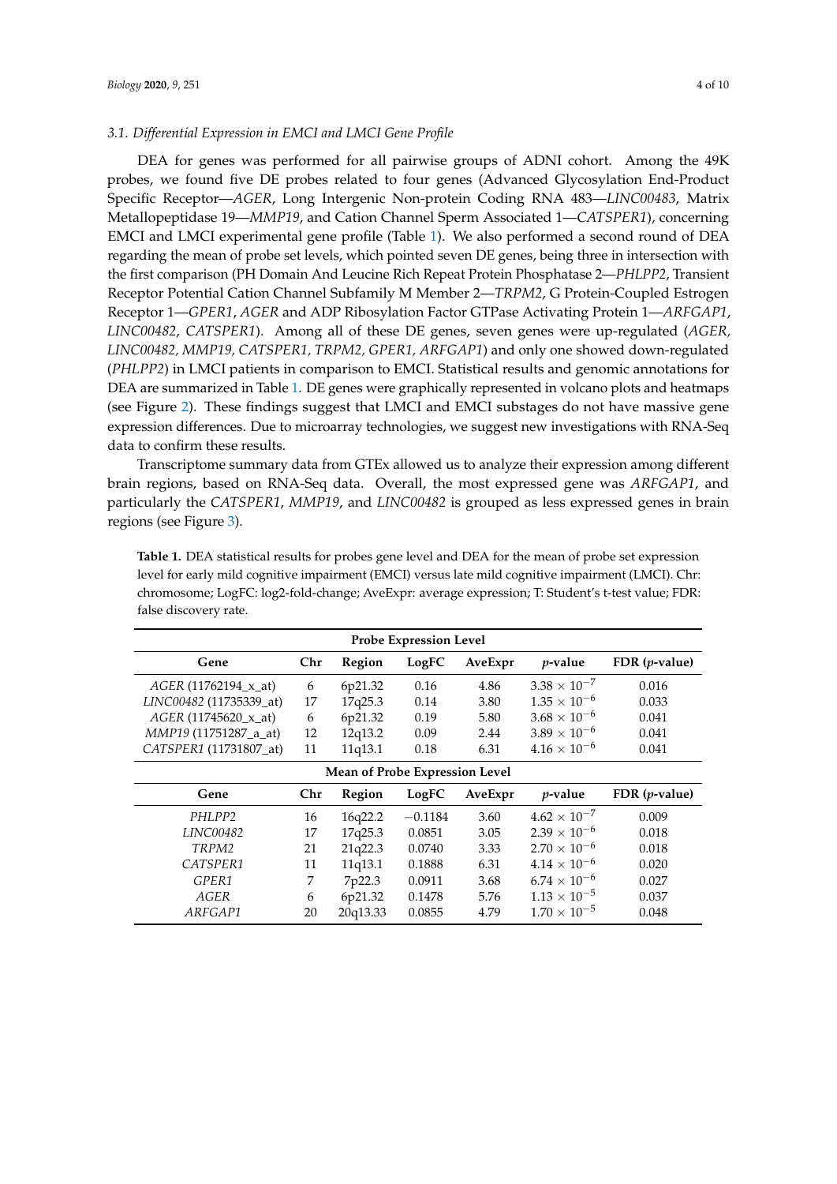### 3.1. Differential Expression in EMCI and LMCI Gene Profile

DEA for genes was performed for all pairwise groups of ADNI cohort. Among the 49K probes, we found five DE probes related to four genes (Advanced Glycosylation End-Product Specific Receptor—*AGER*, Long Intergenic Non-protein Coding RNA 483—*LINC00483*, Matrix Metallopeptidase 19—*MMP19*, and Cation Channel Sperm Associated 1—*CATSPER1*), concerning EMCI and LMCI experimental gene profile (Table 1). We also performed a second round of DEA regarding the mean of probe set levels, which pointed seven DE genes, being three in intersection with the first comparison (PH Domain And Leucine Rich Repeat Protein Phosphatase 2—*PHLPP2*, Transient Receptor Potential Cation Channel Subfamily M Member 2—*TRPM2*, G Protein-Coupled Estrogen Receptor 1—*GPER1*, *AGER* and ADP Ribosylation Factor GTPase Activating Protein 1—*ARFGAP1*, *LINC00482*, *CATSPER1*). Among all of these DE genes, seven genes were up-regulated (*AGER, LINC00482, MMP19, CATSPER1, TRPM2, GPER1, ARFGAP1*) and only one showed down-regulated (*PHLPP2*) in LMCI patients in comparison to EMCI. Statistical results and genomic annotations for DEA are summarized in Table 1. DE genes were graphically represented in volcano plots and heatmaps (see Figure 2). These findings suggest that LMCI and EMCI substages do not have massive gene expression differences. Due to microarray technologies, we suggest new investigations with RNA-Seq data to confirm these results.

Transcriptome summary data from GTEx allowed us to analyze their expression among different brain regions, based on RNA-Seq data. Overall, the most expressed gene was *ARFGAP1*, and particularly the *CATSPER1*, *MMP19*, and *LINC00482* is grouped as less expressed genes in brain regions (see Figure 3).

**Table 1.** DEA statistical results for probes gene level and DEA for the mean of probe set expression level for early mild cognitive impairment (EMCI) versus late mild cognitive impairment (LMCI). Chr: chromosome; LogFC: log2-fold-change; AveExpr: average expression; T: Student's t-test value; FDR: false discovery rate.

| **Probe Expression Level** | | | | | | |
|---|---|---|---|---|---|---|
| **Gene** | **Chr** | **Region** | **LogFC** | **AveExpr** | ***p*-value** | **FDR (*p*-value)** |
| *AGER* (11762194_x_at) | 6 | 6p21.32 | 0.16 | 4.86 | $3.38 \times 10^{-7}$ | 0.016 |
| *LINC00482* (11735339_at) | 17 | 17q25.3 | 0.14 | 3.80 | $1.35 \times 10^{-6}$ | 0.033 |
| *AGER* (11745620_x_at) | 6 | 6p21.32 | 0.19 | 5.80 | $3.68 \times 10^{-6}$ | 0.041 |
| *MMP19* (11751287_a_at) | 12 | 12q13.2 | 0.09 | 2.44 | $3.89 \times 10^{-6}$ | 0.041 |
| *CATSPER1* (11731807_at) | 11 | 11q13.1 | 0.18 | 6.31 | $4.16 \times 10^{-6}$ | 0.041 |
| **Mean of Probe Expression Level** | | | | | | |
| **Gene** | **Chr** | **Region** | **LogFC** | **AveExpr** | ***p*-value** | **FDR (*p*-value)** |
| *PHLPP2* | 16 | 16q22.2 | −0.1184 | 3.60 | $4.62 \times 10^{-7}$ | 0.009 |
| *LINC00482* | 17 | 17q25.3 | 0.0851 | 3.05 | $2.39 \times 10^{-6}$ | 0.018 |
| *TRPM2* | 21 | 21q22.3 | 0.0740 | 3.33 | $2.70 \times 10^{-6}$ | 0.018 |
| *CATSPER1* | 11 | 11q13.1 | 0.1888 | 6.31 | $4.14 \times 10^{-6}$ | 0.020 |
| *GPER1* | 7 | 7p22.3 | 0.0911 | 3.68 | $6.74 \times 10^{-6}$ | 0.027 |
| *AGER* | 6 | 6p21.32 | 0.1478 | 5.76 | $1.13 \times 10^{-5}$ | 0.037 |
| *ARFGAP1* | 20 | 20q13.33 | 0.0855 | 4.79 | $1.70 \times 10^{-5}$ | 0.048 |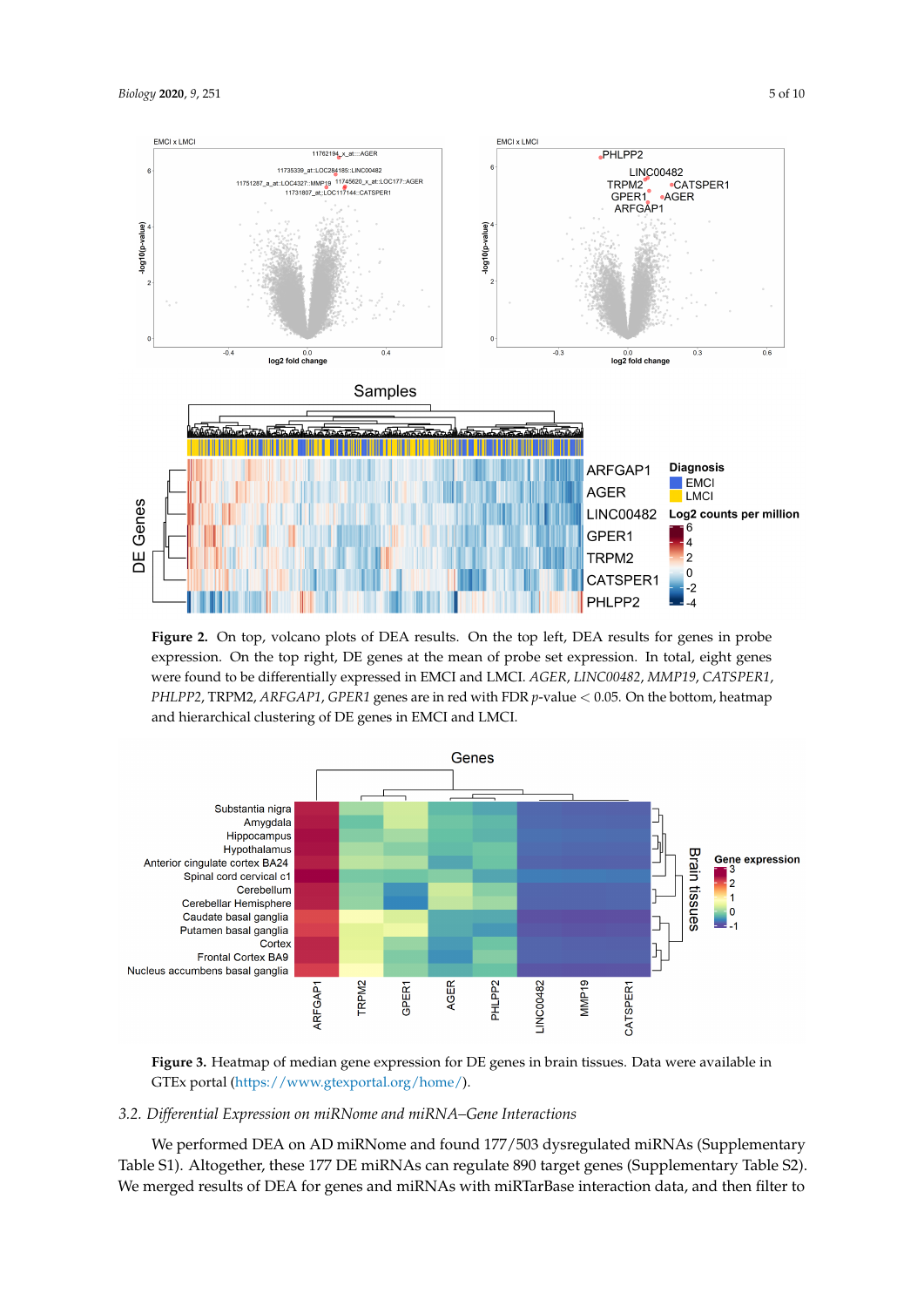**Figure 2.** On top, volcano plots of DEA results. On the top left, DEA results for genes in probe expression. On the top right, DE genes at the mean of probe set expression. In total, eight genes were found to be differentially expressed in EMCI and LMCI. *AGER*, *LINC00482*, *MMP19*, *CATSPER1*, *PHLPP2*, TRPM2, *ARFGAP1*, *GPER1* genes are in red with FDR *p*-value < 0.05. On the bottom, heatmap and hierarchical clustering of DE genes in EMCI and LMCI.

**Figure 3.** Heatmap of median gene expression for DE genes in brain tissues. Data were available in GTEx portal (https://www.gtexportal.org/home/).

### 3.2. *Differential Expression on miRNome and miRNA–Gene Interactions*

We performed DEA on AD miRNome and found 177/503 dysregulated miRNAs (Supplementary Table S1). Altogether, these 177 DE miRNAs can regulate 890 target genes (Supplementary Table S2). We merged results of DEA for genes and miRNAs with miRTarBase interaction data, and then filter to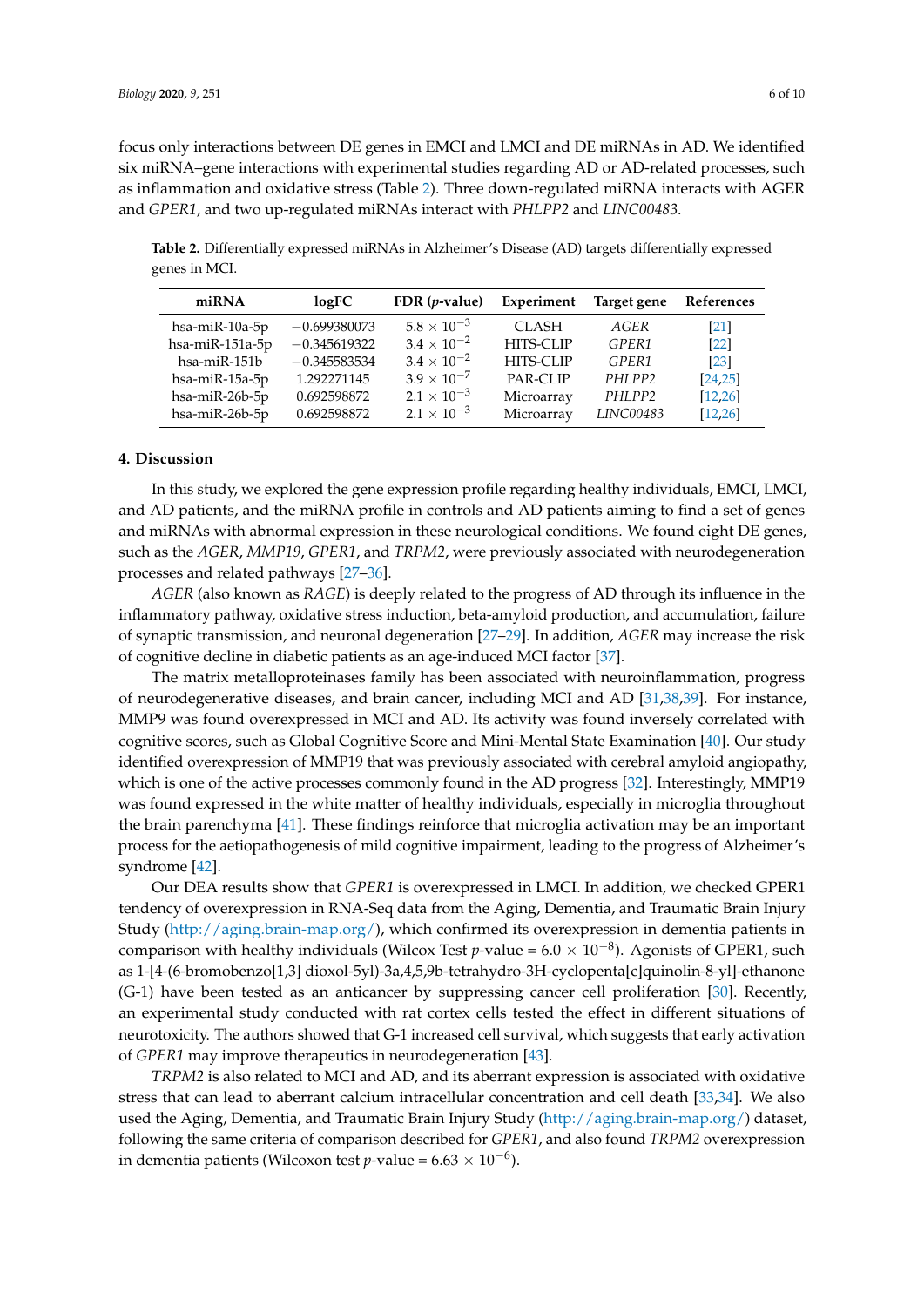focus only interactions between DE genes in EMCI and LMCI and DE miRNAs in AD. We identified six miRNA–gene interactions with experimental studies regarding AD or AD-related processes, such as inflammation and oxidative stress (Table 2). Three down-regulated miRNA interacts with AGER and *GPER1*, and two up-regulated miRNAs interact with *PHLPP2* and *LINC00483.*

**Table 2.** Differentially expressed miRNAs in Alzheimer's Disease (AD) targets differentially expressed genes in MCI.

| miRNA | logFC | FDR (*p*-value) | Experiment | Target gene | References |
|---|---|---|---|---|---|
| hsa-miR-10a-5p | −0.699380073 | $5.8 \times 10^{-3}$ | CLASH | *AGER* | [21] |
| hsa-miR-151a-5p | −0.345619322 | $3.4 \times 10^{-2}$ | HITS-CLIP | *GPER1* | [22] |
| hsa-miR-151b | −0.345583534 | $3.4 \times 10^{-2}$ | HITS-CLIP | *GPER1* | [23] |
| hsa-miR-15a-5p | 1.292271145 | $3.9 \times 10^{-7}$ | PAR-CLIP | *PHLPP2* | [24,25] |
| hsa-miR-26b-5p | 0.692598872 | $2.1 \times 10^{-3}$ | Microarray | *PHLPP2* | [12,26] |
| hsa-miR-26b-5p | 0.692598872 | $2.1 \times 10^{-3}$ | Microarray | *LINC00483* | [12,26] |

## 4. Discussion

In this study, we explored the gene expression profile regarding healthy individuals, EMCI, LMCI, and AD patients, and the miRNA profile in controls and AD patients aiming to find a set of genes and miRNAs with abnormal expression in these neurological conditions. We found eight DE genes, such as the *AGER*, *MMP19*, *GPER1*, and *TRPM2*, were previously associated with neurodegeneration processes and related pathways [27–36].

*AGER* (also known as *RAGE*) is deeply related to the progress of AD through its influence in the inflammatory pathway, oxidative stress induction, beta-amyloid production, and accumulation, failure of synaptic transmission, and neuronal degeneration [27–29]. In addition, *AGER* may increase the risk of cognitive decline in diabetic patients as an age-induced MCI factor [37].

The matrix metalloproteinases family has been associated with neuroinflammation, progress of neurodegenerative diseases, and brain cancer, including MCI and AD [31,38,39]. For instance, MMP9 was found overexpressed in MCI and AD. Its activity was found inversely correlated with cognitive scores, such as Global Cognitive Score and Mini-Mental State Examination [40]. Our study identified overexpression of MMP19 that was previously associated with cerebral amyloid angiopathy, which is one of the active processes commonly found in the AD progress [32]. Interestingly, MMP19 was found expressed in the white matter of healthy individuals, especially in microglia throughout the brain parenchyma [41]. These findings reinforce that microglia activation may be an important process for the aetiopathogenesis of mild cognitive impairment, leading to the progress of Alzheimer's syndrome [42].

Our DEA results show that *GPER1* is overexpressed in LMCI. In addition, we checked GPER1 tendency of overexpression in RNA-Seq data from the Aging, Dementia, and Traumatic Brain Injury Study (http://aging.brain-map.org/), which confirmed its overexpression in dementia patients in comparison with healthy individuals (Wilcox Test *p*-value = $6.0 \times 10^{-8}$). Agonists of GPER1, such as 1-[4-(6-bromobenzo[1,3] dioxol-5yl)-3a,4,5,9b-tetrahydro-3H-cyclopenta[c]quinolin-8-yl]-ethanone (G-1) have been tested as an anticancer by suppressing cancer cell proliferation [30]. Recently, an experimental study conducted with rat cortex cells tested the effect in different situations of neurotoxicity. The authors showed that G-1 increased cell survival, which suggests that early activation of *GPER1* may improve therapeutics in neurodegeneration [43].

*TRPM2* is also related to MCI and AD, and its aberrant expression is associated with oxidative stress that can lead to aberrant calcium intracellular concentration and cell death [33,34]. We also used the Aging, Dementia, and Traumatic Brain Injury Study (http://aging.brain-map.org/) dataset, following the same criteria of comparison described for *GPER1*, and also found *TRPM2* overexpression in dementia patients (Wilcoxon test *p*-value = $6.63 \times 10^{-6}$).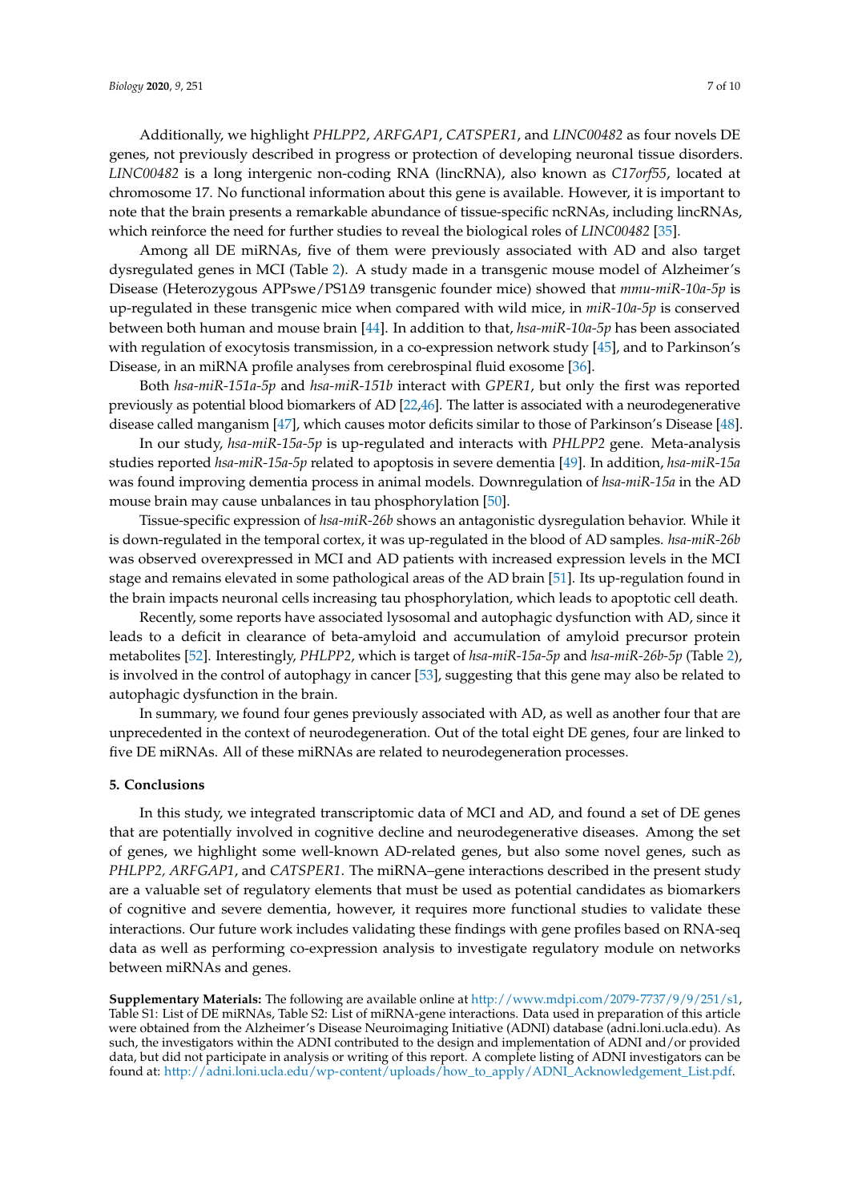Additionally, we highlight *PHLPP2*, *ARFGAP1*, *CATSPER1*, and *LINC00482* as four novels DE genes, not previously described in progress or protection of developing neuronal tissue disorders. *LINC00482* is a long intergenic non-coding RNA (lincRNA), also known as *C17orf55*, located at chromosome 17. No functional information about this gene is available. However, it is important to note that the brain presents a remarkable abundance of tissue-specific ncRNAs, including lincRNAs, which reinforce the need for further studies to reveal the biological roles of *LINC00482* [35].

Among all DE miRNAs, five of them were previously associated with AD and also target dysregulated genes in MCI (Table 2). A study made in a transgenic mouse model of Alzheimer's Disease (Heterozygous APPswe/PS1Δ9 transgenic founder mice) showed that *mmu-miR-10a-5p* is up-regulated in these transgenic mice when compared with wild mice, in *miR-10a-5p* is conserved between both human and mouse brain [44]. In addition to that, *hsa-miR-10a-5p* has been associated with regulation of exocytosis transmission, in a co-expression network study [45], and to Parkinson's Disease, in an miRNA profile analyses from cerebrospinal fluid exosome [36].

Both *hsa-miR-151a-5p* and *hsa-miR-151b* interact with *GPER1*, but only the first was reported previously as potential blood biomarkers of AD [22,46]. The latter is associated with a neurodegenerative disease called manganism [47], which causes motor deficits similar to those of Parkinson's Disease [48].

In our study, *hsa-miR-15a-5p* is up-regulated and interacts with *PHLPP2* gene. Meta-analysis studies reported *hsa-miR-15a-5p* related to apoptosis in severe dementia [49]. In addition, *hsa-miR-15a* was found improving dementia process in animal models. Downregulation of *hsa-miR-15a* in the AD mouse brain may cause unbalances in tau phosphorylation [50].

Tissue-specific expression of *hsa-miR-26b* shows an antagonistic dysregulation behavior. While it is down-regulated in the temporal cortex, it was up-regulated in the blood of AD samples. *hsa-miR-26b* was observed overexpressed in MCI and AD patients with increased expression levels in the MCI stage and remains elevated in some pathological areas of the AD brain [51]. Its up-regulation found in the brain impacts neuronal cells increasing tau phosphorylation, which leads to apoptotic cell death.

Recently, some reports have associated lysosomal and autophagic dysfunction with AD, since it leads to a deficit in clearance of beta-amyloid and accumulation of amyloid precursor protein metabolites [52]. Interestingly, *PHLPP2*, which is target of *hsa-miR-15a-5p* and *hsa-miR-26b-5p* (Table 2), is involved in the control of autophagy in cancer [53], suggesting that this gene may also be related to autophagic dysfunction in the brain.

In summary, we found four genes previously associated with AD, as well as another four that are unprecedented in the context of neurodegeneration. Out of the total eight DE genes, four are linked to five DE miRNAs. All of these miRNAs are related to neurodegeneration processes.

## 5. Conclusions

In this study, we integrated transcriptomic data of MCI and AD, and found a set of DE genes that are potentially involved in cognitive decline and neurodegenerative diseases. Among the set of genes, we highlight some well-known AD-related genes, but also some novel genes, such as *PHLPP2*, *ARFGAP1*, and *CATSPER1*. The miRNA–gene interactions described in the present study are a valuable set of regulatory elements that must be used as potential candidates as biomarkers of cognitive and severe dementia, however, it requires more functional studies to validate these interactions. Our future work includes validating these findings with gene profiles based on RNA-seq data as well as performing co-expression analysis to investigate regulatory module on networks between miRNAs and genes.

**Supplementary Materials:** The following are available online at http://www.mdpi.com/2079-7737/9/9/251/s1, Table S1: List of DE miRNAs, Table S2: List of miRNA-gene interactions. Data used in preparation of this article were obtained from the Alzheimer's Disease Neuroimaging Initiative (ADNI) database (adni.loni.ucla.edu). As such, the investigators within the ADNI contributed to the design and implementation of ADNI and/or provided data, but did not participate in analysis or writing of this report. A complete listing of ADNI investigators can be found at: http://adni.loni.ucla.edu/wp-content/uploads/how_to_apply/ADNI_Acknowledgement_List.pdf.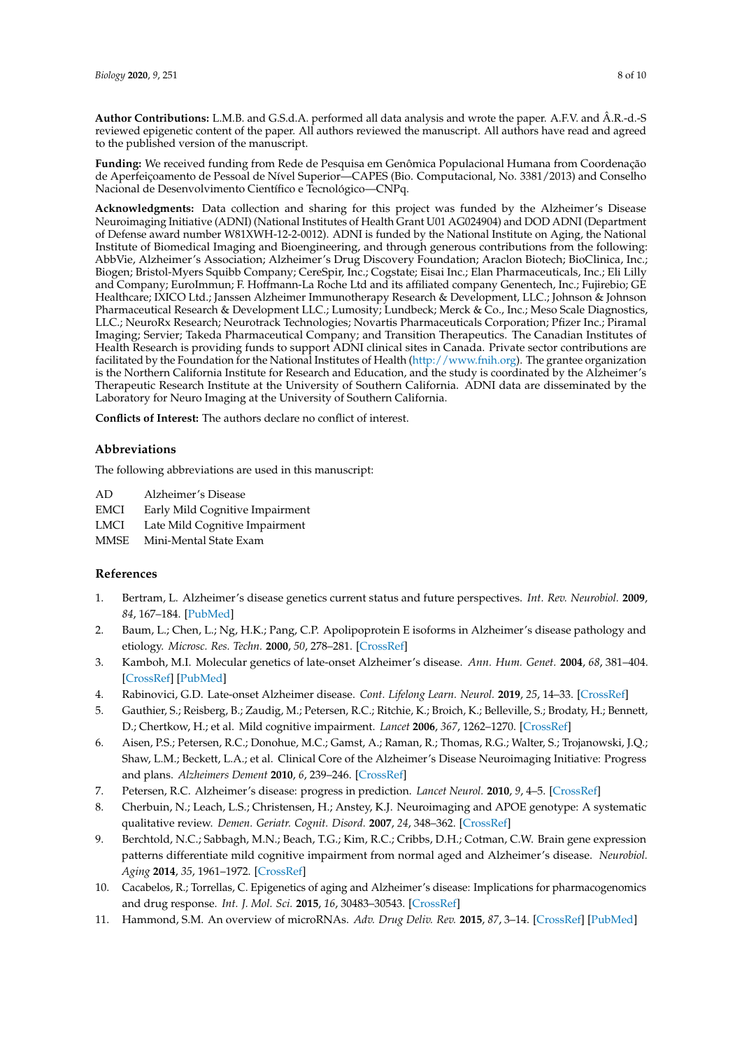**Author Contributions:** L.M.B. and G.S.d.A. performed all data analysis and wrote the paper. A.F.V. and Â.R.-d.-S reviewed epigenetic content of the paper. All authors reviewed the manuscript. All authors have read and agreed to the published version of the manuscript.

**Funding:** We received funding from Rede de Pesquisa em Genômica Populacional Humana from Coordenação de Aperfeiçoamento de Pessoal de Nível Superior—CAPES (Bio. Computacional, No. 3381/2013) and Conselho Nacional de Desenvolvimento Científico e Tecnológico—CNPq.

**Acknowledgments:** Data collection and sharing for this project was funded by the Alzheimer's Disease Neuroimaging Initiative (ADNI) (National Institutes of Health Grant U01 AG024904) and DOD ADNI (Department of Defense award number W81XWH-12-2-0012). ADNI is funded by the National Institute on Aging, the National Institute of Biomedical Imaging and Bioengineering, and through generous contributions from the following: AbbVie, Alzheimer's Association; Alzheimer's Drug Discovery Foundation; Araclon Biotech; BioClinica, Inc.; Biogen; Bristol-Myers Squibb Company; CereSpir, Inc.; Cogstate; Eisai Inc.; Elan Pharmaceuticals, Inc.; Eli Lilly and Company; EuroImmun; F. Hoffmann-La Roche Ltd and its affiliated company Genentech, Inc.; Fujirebio; GE Healthcare; IXICO Ltd.; Janssen Alzheimer Immunotherapy Research & Development, LLC.; Johnson & Johnson Pharmaceutical Research & Development LLC.; Lumosity; Lundbeck; Merck & Co., Inc.; Meso Scale Diagnostics, LLC.; NeuroRx Research; Neurotrack Technologies; Novartis Pharmaceuticals Corporation; Pfizer Inc.; Piramal Imaging; Servier; Takeda Pharmaceutical Company; and Transition Therapeutics. The Canadian Institutes of Health Research is providing funds to support ADNI clinical sites in Canada. Private sector contributions are facilitated by the Foundation for the National Institutes of Health (http://www.fnih.org). The grantee organization is the Northern California Institute for Research and Education, and the study is coordinated by the Alzheimer's Therapeutic Research Institute at the University of Southern California. ADNI data are disseminated by the Laboratory for Neuro Imaging at the University of Southern California.

**Conflicts of Interest:** The authors declare no conflict of interest.

## Abbreviations

The following abbreviations are used in this manuscript:

| | |
|---|---|
| AD | Alzheimer's Disease |
| EMCI | Early Mild Cognitive Impairment |
| LMCI | Late Mild Cognitive Impairment |
| MMSE | Mini-Mental State Exam |

## References

1. Bertram, L. Alzheimer's disease genetics current status and future perspectives. *Int. Rev. Neurobiol.* **2009**, *84*, 167–184. [PubMed]
2. Baum, L.; Chen, L.; Ng, H.K.; Pang, C.P. Apolipoprotein E isoforms in Alzheimer's disease pathology and etiology. *Microsc. Res. Techn.* **2000**, *50*, 278–281. [CrossRef]
3. Kamboh, M.I. Molecular genetics of late-onset Alzheimer's disease. *Ann. Hum. Genet.* **2004**, *68*, 381–404. [CrossRef] [PubMed]
4. Rabinovici, G.D. Late-onset Alzheimer disease. *Cont. Lifelong Learn. Neurol.* **2019**, *25*, 14–33. [CrossRef]
5. Gauthier, S.; Reisberg, B.; Zaudig, M.; Petersen, R.C.; Ritchie, K.; Broich, K.; Belleville, S.; Brodaty, H.; Bennett, D.; Chertkow, H.; et al. Mild cognitive impairment. *Lancet* **2006**, *367*, 1262–1270. [CrossRef]
6. Aisen, P.S.; Petersen, R.C.; Donohue, M.C.; Gamst, A.; Raman, R.; Thomas, R.G.; Walter, S.; Trojanowski, J.Q.; Shaw, L.M.; Beckett, L.A.; et al. Clinical Core of the Alzheimer's Disease Neuroimaging Initiative: Progress and plans. *Alzheimers Dement* **2010**, *6*, 239–246. [CrossRef]
7. Petersen, R.C. Alzheimer's disease: progress in prediction. *Lancet Neurol.* **2010**, *9*, 4–5. [CrossRef]
8. Cherbuin, N.; Leach, L.S.; Christensen, H.; Anstey, K.J. Neuroimaging and APOE genotype: A systematic qualitative review. *Demen. Geriatr. Cognit. Disord.* **2007**, *24*, 348–362. [CrossRef]
9. Berchtold, N.C.; Sabbagh, M.N.; Beach, T.G.; Kim, R.C.; Cribbs, D.H.; Cotman, C.W. Brain gene expression patterns differentiate mild cognitive impairment from normal aged and Alzheimer's disease. *Neurobiol. Aging* **2014**, *35*, 1961–1972. [CrossRef]
10. Cacabelos, R.; Torrellas, C. Epigenetics of aging and Alzheimer's disease: Implications for pharmacogenomics and drug response. *Int. J. Mol. Sci.* **2015**, *16*, 30483–30543. [CrossRef]
11. Hammond, S.M. An overview of microRNAs. *Adv. Drug Deliv. Rev.* **2015**, *87*, 3–14. [CrossRef] [PubMed]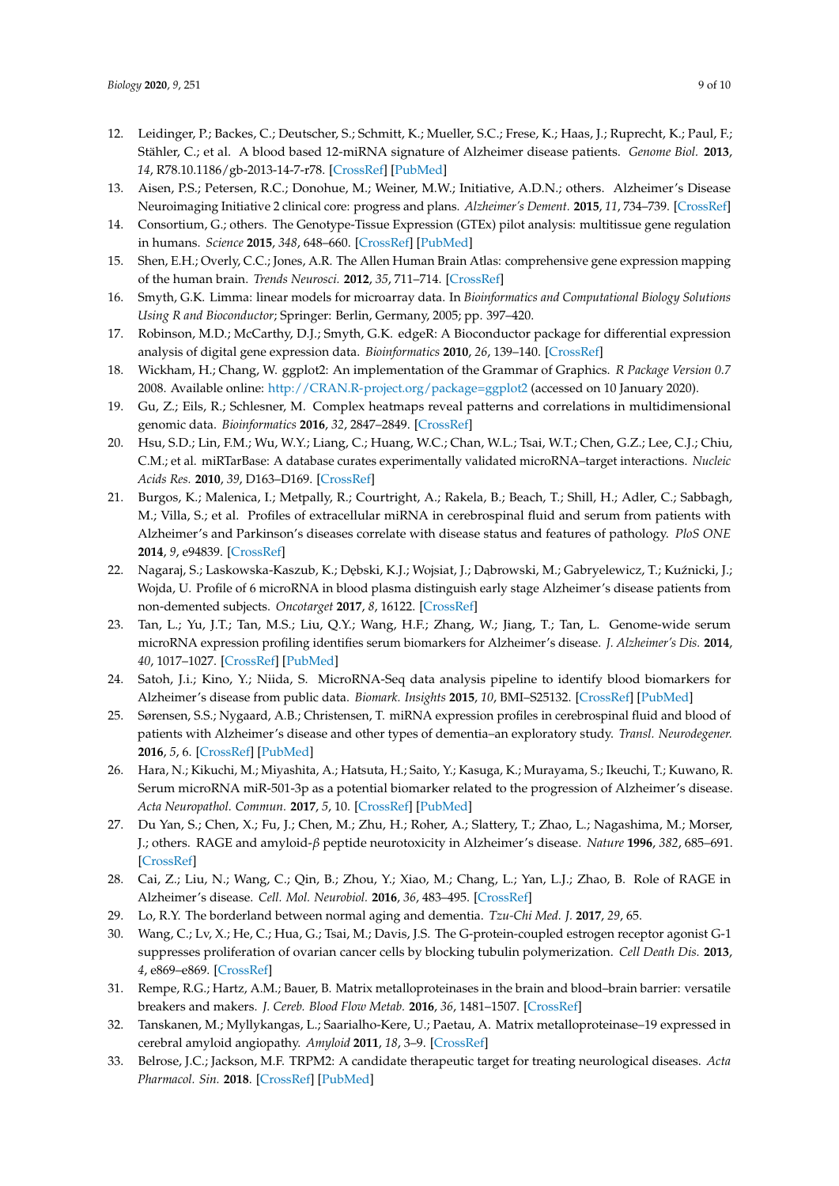12. Leidinger, P.; Backes, C.; Deutscher, S.; Schmitt, K.; Mueller, S.C.; Frese, K.; Haas, J.; Ruprecht, K.; Paul, F.; Stähler, C.; et al. A blood based 12-miRNA signature of Alzheimer disease patients. *Genome Biol.* **2013**, *14*, R78.10.1186/gb-2013-14-7-r78. [CrossRef] [PubMed]
13. Aisen, P.S.; Petersen, R.C.; Donohue, M.; Weiner, M.W.; Initiative, A.D.N.; others. Alzheimer's Disease Neuroimaging Initiative 2 clinical core: progress and plans. *Alzheimer's Dement.* **2015**, *11*, 734–739. [CrossRef]
14. Consortium, G.; others. The Genotype-Tissue Expression (GTEx) pilot analysis: multitissue gene regulation in humans. *Science* **2015**, *348*, 648–660. [CrossRef] [PubMed]
15. Shen, E.H.; Overly, C.C.; Jones, A.R. The Allen Human Brain Atlas: comprehensive gene expression mapping of the human brain. *Trends Neurosci.* **2012**, *35*, 711–714. [CrossRef]
16. Smyth, G.K. Limma: linear models for microarray data. In *Bioinformatics and Computational Biology Solutions Using R and Bioconductor*; Springer: Berlin, Germany, 2005; pp. 397–420.
17. Robinson, M.D.; McCarthy, D.J.; Smyth, G.K. edgeR: A Bioconductor package for differential expression analysis of digital gene expression data. *Bioinformatics* **2010**, *26*, 139–140. [CrossRef]
18. Wickham, H.; Chang, W. ggplot2: An implementation of the Grammar of Graphics. *R Package Version 0.7* 2008. Available online: http://CRAN.R-project.org/package=ggplot2 (accessed on 10 January 2020).
19. Gu, Z.; Eils, R.; Schlesner, M. Complex heatmaps reveal patterns and correlations in multidimensional genomic data. *Bioinformatics* **2016**, *32*, 2847–2849. [CrossRef]
20. Hsu, S.D.; Lin, F.M.; Wu, W.Y.; Liang, C.; Huang, W.C.; Chan, W.L.; Tsai, W.T.; Chen, G.Z.; Lee, C.J.; Chiu, C.M.; et al. miRTarBase: A database curates experimentally validated microRNA–target interactions. *Nucleic Acids Res.* **2010**, *39*, D163–D169. [CrossRef]
21. Burgos, K.; Malenica, I.; Metpally, R.; Courtright, A.; Rakela, B.; Beach, T.; Shill, H.; Adler, C.; Sabbagh, M.; Villa, S.; et al. Profiles of extracellular miRNA in cerebrospinal fluid and serum from patients with Alzheimer's and Parkinson's diseases correlate with disease status and features of pathology. *PloS ONE* **2014**, *9*, e94839. [CrossRef]
22. Nagaraj, S.; Laskowska-Kaszub, K.; Dębski, K.J.; Wojsiat, J.; Dąbrowski, M.; Gabryelewicz, T.; Kuźnicki, J.; Wojda, U. Profile of 6 microRNA in blood plasma distinguish early stage Alzheimer's disease patients from non-demented subjects. *Oncotarget* **2017**, *8*, 16122. [CrossRef]
23. Tan, L.; Yu, J.T.; Tan, M.S.; Liu, Q.Y.; Wang, H.F.; Zhang, W.; Jiang, T.; Tan, L. Genome-wide serum microRNA expression profiling identifies serum biomarkers for Alzheimer's disease. *J. Alzheimer's Dis.* **2014**, *40*, 1017–1027. [CrossRef] [PubMed]
24. Satoh, J.i.; Kino, Y.; Niida, S. MicroRNA-Seq data analysis pipeline to identify blood biomarkers for Alzheimer's disease from public data. *Biomark. Insights* **2015**, *10*, BMI–S25132. [CrossRef] [PubMed]
25. Sørensen, S.S.; Nygaard, A.B.; Christensen, T. miRNA expression profiles in cerebrospinal fluid and blood of patients with Alzheimer's disease and other types of dementia–an exploratory study. *Transl. Neurodegener.* **2016**, *5*, 6. [CrossRef] [PubMed]
26. Hara, N.; Kikuchi, M.; Miyashita, A.; Hatsuta, H.; Saito, Y.; Kasuga, K.; Murayama, S.; Ikeuchi, T.; Kuwano, R. Serum microRNA miR-501-3p as a potential biomarker related to the progression of Alzheimer's disease. *Acta Neuropathol. Commun.* **2017**, *5*, 10. [CrossRef] [PubMed]
27. Du Yan, S.; Chen, X.; Fu, J.; Chen, M.; Zhu, H.; Roher, A.; Slattery, T.; Zhao, L.; Nagashima, M.; Morser, J.; others. RAGE and amyloid-$\beta$ peptide neurotoxicity in Alzheimer's disease. *Nature* **1996**, *382*, 685–691. [CrossRef]
28. Cai, Z.; Liu, N.; Wang, C.; Qin, B.; Zhou, Y.; Xiao, M.; Chang, L.; Yan, L.J.; Zhao, B. Role of RAGE in Alzheimer's disease. *Cell. Mol. Neurobiol.* **2016**, *36*, 483–495. [CrossRef]
29. Lo, R.Y. The borderland between normal aging and dementia. *Tzu-Chi Med. J.* **2017**, *29*, 65.
30. Wang, C.; Lv, X.; He, C.; Hua, G.; Tsai, M.; Davis, J.S. The G-protein-coupled estrogen receptor agonist G-1 suppresses proliferation of ovarian cancer cells by blocking tubulin polymerization. *Cell Death Dis.* **2013**, *4*, e869–e869. [CrossRef]
31. Rempe, R.G.; Hartz, A.M.; Bauer, B. Matrix metalloproteinases in the brain and blood–brain barrier: versatile breakers and makers. *J. Cereb. Blood Flow Metab.* **2016**, *36*, 1481–1507. [CrossRef]
32. Tanskanen, M.; Myllykangas, L.; Saarialho-Kere, U.; Paetau, A. Matrix metalloproteinase–19 expressed in cerebral amyloid angiopathy. *Amyloid* **2011**, *18*, 3–9. [CrossRef]
33. Belrose, J.C.; Jackson, M.F. TRPM2: A candidate therapeutic target for treating neurological diseases. *Acta Pharmacol. Sin.* **2018**. [CrossRef] [PubMed]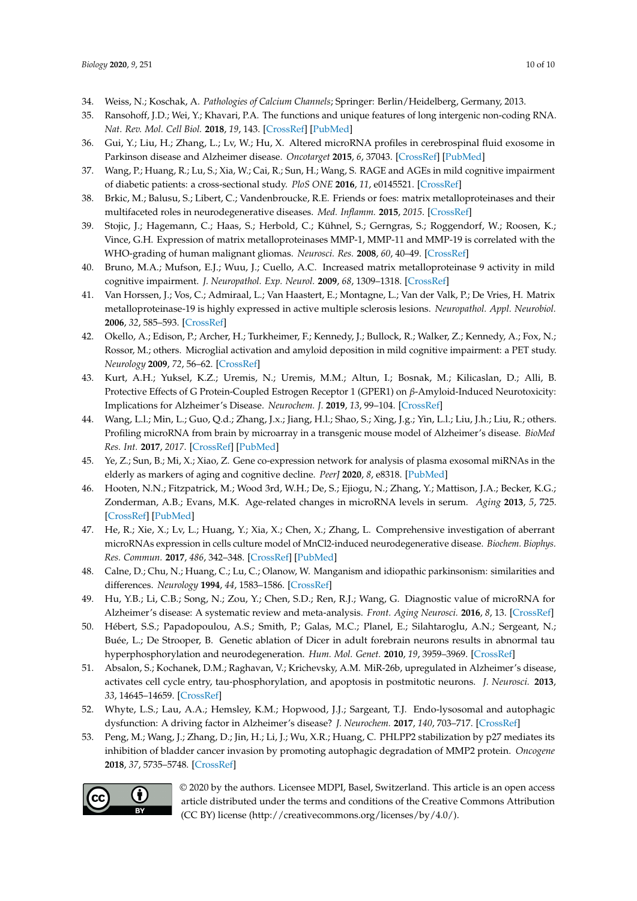34. Weiss, N.; Koschak, A. *Pathologies of Calcium Channels*; Springer: Berlin/Heidelberg, Germany, 2013.
35. Ransohoff, J.D.; Wei, Y.; Khavari, P.A. The functions and unique features of long intergenic non-coding RNA. *Nat. Rev. Mol. Cell Biol.* **2018**, *19*, 143. [CrossRef] [PubMed]
36. Gui, Y.; Liu, H.; Zhang, L.; Lv, W.; Hu, X. Altered microRNA profiles in cerebrospinal fluid exosome in Parkinson disease and Alzheimer disease. *Oncotarget* **2015**, *6*, 37043. [CrossRef] [PubMed]
37. Wang, P.; Huang, R.; Lu, S.; Xia, W.; Cai, R.; Sun, H.; Wang, S. RAGE and AGEs in mild cognitive impairment of diabetic patients: a cross-sectional study. *PloS ONE* **2016**, *11*, e0145521. [CrossRef]
38. Brkic, M.; Balusu, S.; Libert, C.; Vandenbroucke, R.E. Friends or foes: matrix metalloproteinases and their multifaceted roles in neurodegenerative diseases. *Med. Inflamm.* **2015**, *2015*. [CrossRef]
39. Stojic, J.; Hagemann, C.; Haas, S.; Herbold, C.; Kühnel, S.; Gerngras, S.; Roggendorf, W.; Roosen, K.; Vince, G.H. Expression of matrix metalloproteinases MMP-1, MMP-11 and MMP-19 is correlated with the WHO-grading of human malignant gliomas. *Neurosci. Res.* **2008**, *60*, 40–49. [CrossRef]
40. Bruno, M.A.; Mufson, E.J.; Wuu, J.; Cuello, A.C. Increased matrix metalloproteinase 9 activity in mild cognitive impairment. *J. Neuropathol. Exp. Neurol.* **2009**, *68*, 1309–1318. [CrossRef]
41. Van Horssen, J.; Vos, C.; Admiraal, L.; Van Haastert, E.; Montagne, L.; Van der Valk, P.; De Vries, H. Matrix metalloproteinase-19 is highly expressed in active multiple sclerosis lesions. *Neuropathol. Appl. Neurobiol.* **2006**, *32*, 585–593. [CrossRef]
42. Okello, A.; Edison, P.; Archer, H.; Turkheimer, F.; Kennedy, J.; Bullock, R.; Walker, Z.; Kennedy, A.; Fox, N.; Rossor, M.; others. Microglial activation and amyloid deposition in mild cognitive impairment: a PET study. *Neurology* **2009**, *72*, 56–62. [CrossRef]
43. Kurt, A.H.; Yuksel, K.Z.; Uremis, N.; Uremis, M.M.; Altun, I.; Bosnak, M.; Kilicaslan, D.; Alli, B. Protective Effects of G Protein-Coupled Estrogen Receptor 1 (GPER1) on $\beta$-Amyloid-Induced Neurotoxicity: Implications for Alzheimer's Disease. *Neurochem. J.* **2019**, *13*, 99–104. [CrossRef]
44. Wang, L.l.; Min, L.; Guo, Q.d.; Zhang, J.x.; Jiang, H.l.; Shao, S.; Xing, J.g.; Yin, L.l.; Liu, J.h.; Liu, R.; others. Profiling microRNA from brain by microarray in a transgenic mouse model of Alzheimer's disease. *BioMed Res. Int.* **2017**, *2017*. [CrossRef] [PubMed]
45. Ye, Z.; Sun, B.; Mi, X.; Xiao, Z. Gene co-expression network for analysis of plasma exosomal miRNAs in the elderly as markers of aging and cognitive decline. *PeerJ* **2020**, *8*, e8318. [PubMed]
46. Hooten, N.N.; Fitzpatrick, M.; Wood 3rd, W.H.; De, S.; Ejiogu, N.; Zhang, Y.; Mattison, J.A.; Becker, K.G.; Zonderman, A.B.; Evans, M.K. Age-related changes in microRNA levels in serum. *Aging* **2013**, *5*, 725. [CrossRef] [PubMed]
47. He, R.; Xie, X.; Lv, L.; Huang, Y.; Xia, X.; Chen, X.; Zhang, L. Comprehensive investigation of aberrant microRNAs expression in cells culture model of MnCl2-induced neurodegenerative disease. *Biochem. Biophys. Res. Commun.* **2017**, *486*, 342–348. [CrossRef] [PubMed]
48. Calne, D.; Chu, N.; Huang, C.; Lu, C.; Olanow, W. Manganism and idiopathic parkinsonism: similarities and differences. *Neurology* **1994**, *44*, 1583–1586. [CrossRef]
49. Hu, Y.B.; Li, C.B.; Song, N.; Zou, Y.; Chen, S.D.; Ren, R.J.; Wang, G. Diagnostic value of microRNA for Alzheimer's disease: A systematic review and meta-analysis. *Front. Aging Neurosci.* **2016**, *8*, 13. [CrossRef]
50. Hébert, S.S.; Papadopoulou, A.S.; Smith, P.; Galas, M.C.; Planel, E.; Silahtaroglu, A.N.; Sergeant, N.; Buée, L.; De Strooper, B. Genetic ablation of Dicer in adult forebrain neurons results in abnormal tau hyperphosphorylation and neurodegeneration. *Hum. Mol. Genet.* **2010**, *19*, 3959–3969. [CrossRef]
51. Absalon, S.; Kochanek, D.M.; Raghavan, V.; Krichevsky, A.M. MiR-26b, upregulated in Alzheimer's disease, activates cell cycle entry, tau-phosphorylation, and apoptosis in postmitotic neurons. *J. Neurosci.* **2013**, *33*, 14645–14659. [CrossRef]
52. Whyte, L.S.; Lau, A.A.; Hemsley, K.M.; Hopwood, J.J.; Sargeant, T.J. Endo-lysosomal and autophagic dysfunction: A driving factor in Alzheimer's disease? *J. Neurochem.* **2017**, *140*, 703–717. [CrossRef]
53. Peng, M.; Wang, J.; Zhang, D.; Jin, H.; Li, J.; Wu, X.R.; Huang, C. PHLPP2 stabilization by p27 mediates its inhibition of bladder cancer invasion by promoting autophagic degradation of MMP2 protein. *Oncogene* **2018**, *37*, 5735–5748. [CrossRef]

© 2020 by the authors. Licensee MDPI, Basel, Switzerland. This article is an open access article distributed under the terms and conditions of the Creative Commons Attribution (CC BY) license (http://creativecommons.org/licenses/by/4.0/).